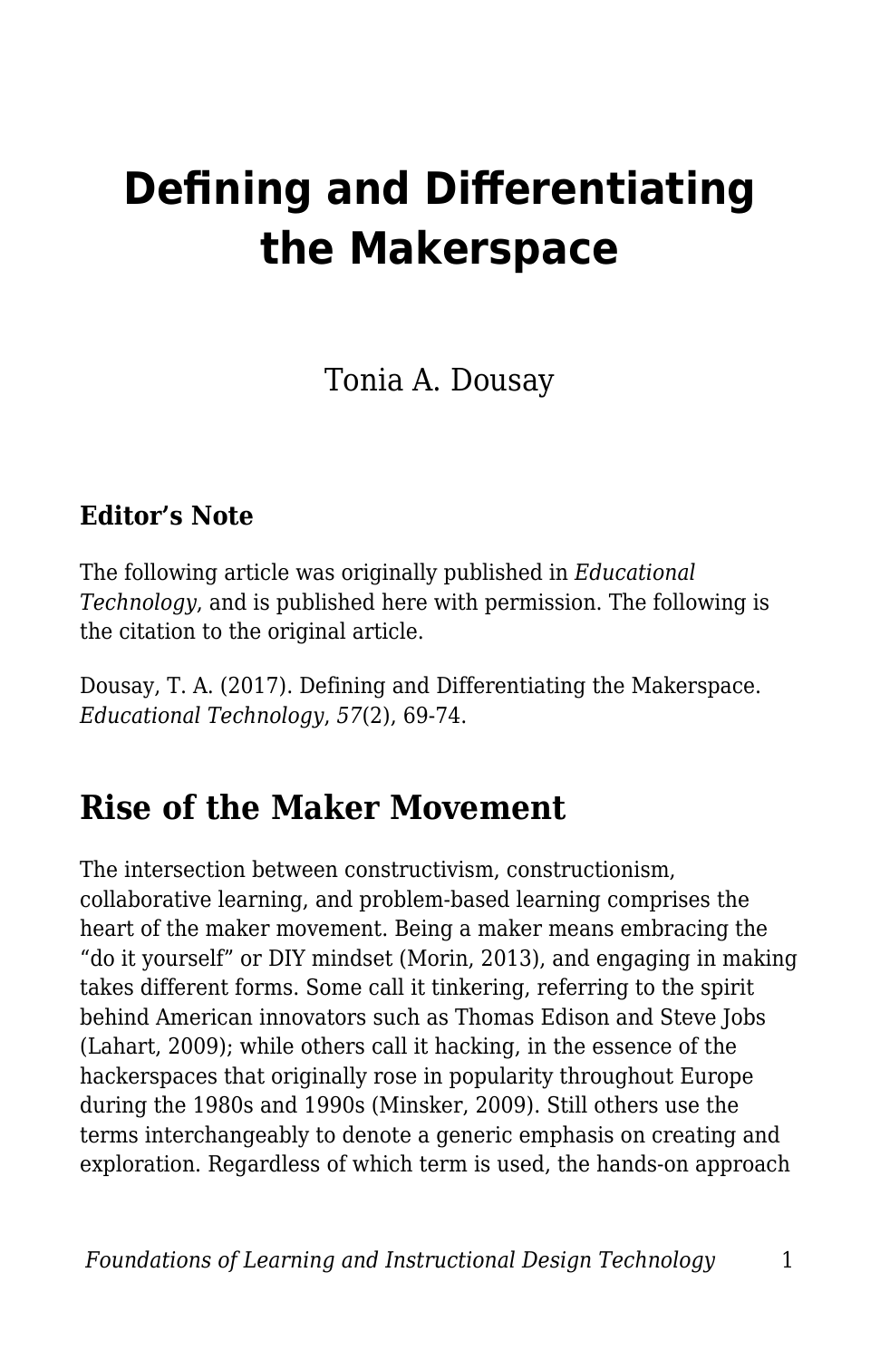# Defining and Differentiating the Makerspace

Tonia A. Dousay

### Editor's Note

The following article was originally published in *Educational Technology*, and is published here with permission. The following is the citation to the original article.

Dousay, T. A. (2017). Defining and Differentiating the Makerspace. *Educational Technology*, *57*(2), 69-74.

## Rise of the Maker Movement

The intersection between constructivism, constructionism, collaborative learning, and problem-based learning comprises the heart of the maker movement. Being a maker means embracing the "do it yourself" or DIY mindset (Morin, 2013), and engaging in making takes different forms. Some call it tinkering, referring to the spirit behind American innovators such as Thomas Edison and Steve Jobs (Lahart, 2009); while others call it hacking, in the essence of the hackerspaces that originally rose in popularity throughout Europe during the 1980s and 1990s (Minsker, 2009). Still others use the terms interchangeably to denote a generic emphasis on creating and exploration. Regardless of which term is used, the hands-on approach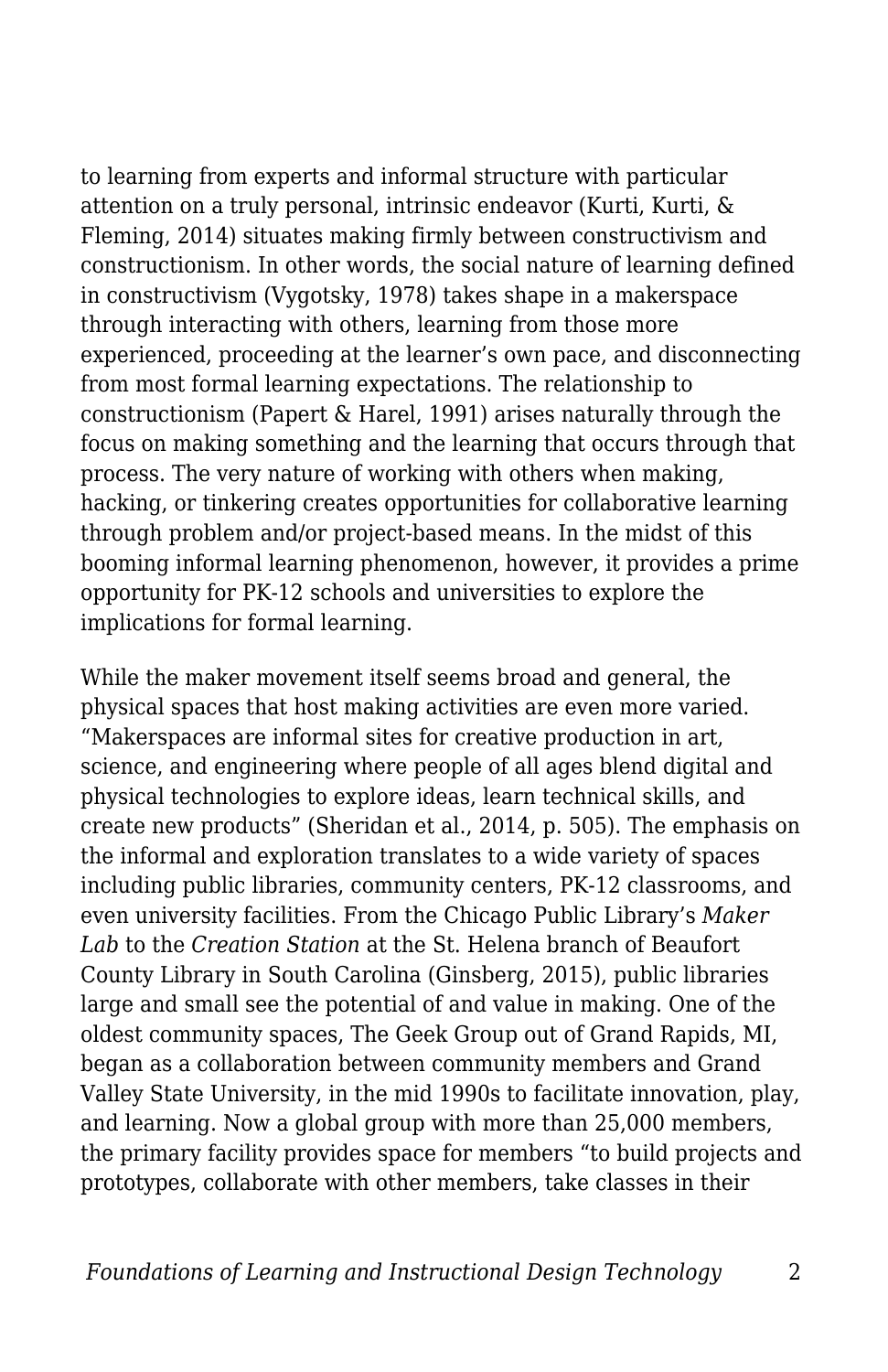to learning from experts and informal structure with particular attention on a truly personal, intrinsic endeavor (Kurti, Kurti, & Fleming, 2014) situates making firmly between constructivism and constructionism. In other words, the social nature of learning defined in constructivism (Vygotsky, 1978) takes shape in a makerspace through interacting with others, learning from those more experienced, proceeding at the learner's own pace, and disconnecting from most formal learning expectations. The relationship to constructionism (Papert & Harel, 1991) arises naturally through the focus on making something and the learning that occurs through that process. The very nature of working with others when making, hacking, or tinkering creates opportunities for collaborative learning through problem and/or project-based means. In the midst of this booming informal learning phenomenon, however, it provides a prime opportunity for PK-12 schools and universities to explore the implications for formal learning.

While the maker movement itself seems broad and general, the physical spaces that host making activities are even more varied. "Makerspaces are informal sites for creative production in art, science, and engineering where people of all ages blend digital and physical technologies to explore ideas, learn technical skills, and create new products" (Sheridan et al., 2014, p. 505). The emphasis on the informal and exploration translates to a wide variety of spaces including public libraries, community centers, PK-12 classrooms, and even university facilities. From the Chicago Public Library's *Maker Lab* to the *Creation Station* at the St. Helena branch of Beaufort County Library in South Carolina (Ginsberg, 2015), public libraries large and small see the potential of and value in making. One of the oldest community spaces, The Geek Group out of Grand Rapids, MI, began as a collaboration between community members and Grand Valley State University, in the mid 1990s to facilitate innovation, play, and learning. Now a global group with more than 25,000 members, the primary facility provides space for members "to build projects and prototypes, collaborate with other members, take classes in their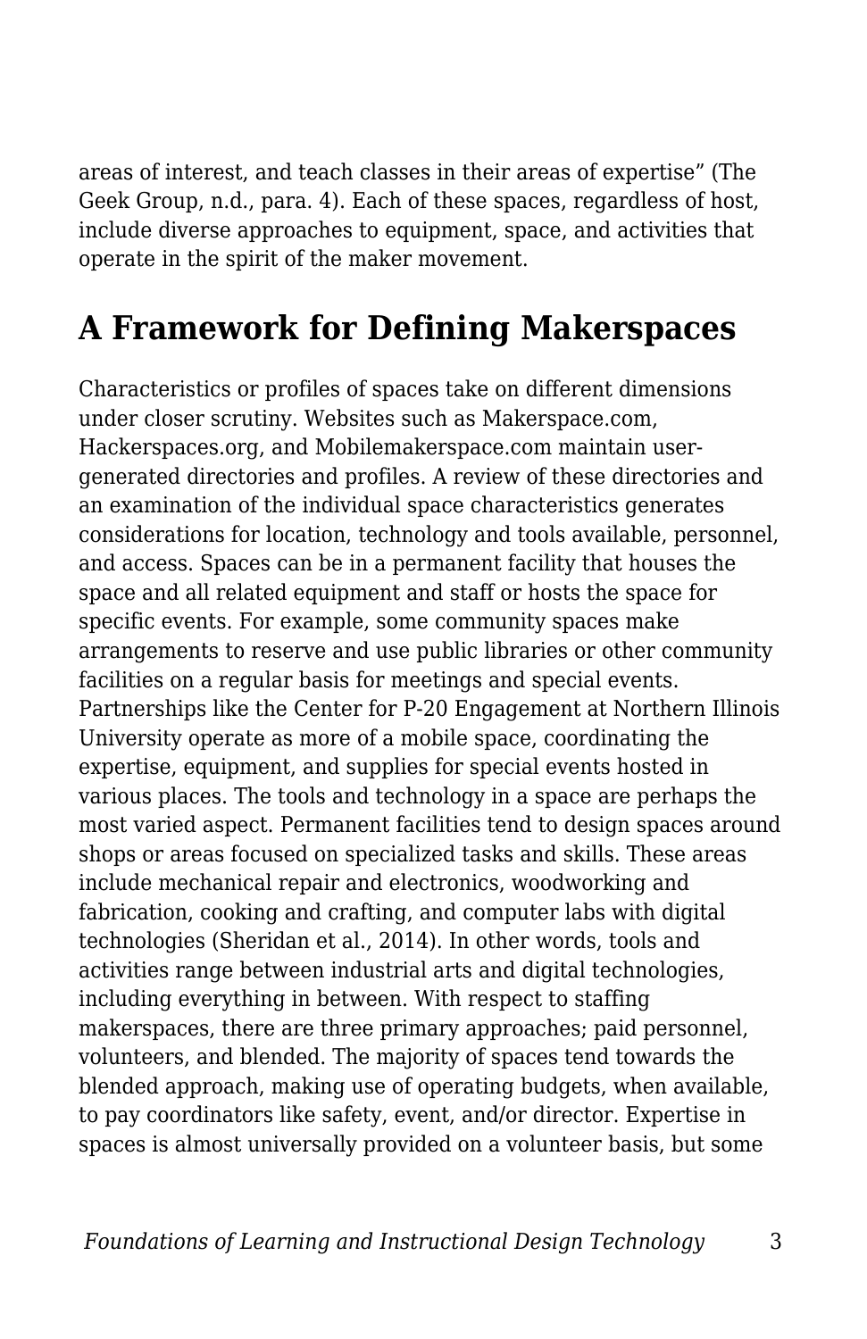areas of interest, and teach classes in their areas of expertise" (The Geek Group, n.d., para. 4). Each of these spaces, regardless of host, include diverse approaches to equipment, space, and activities that operate in the spirit of the maker movement.

## A Framework for Defining Makerspaces

Characteristics or profiles of spaces take on different dimensions under closer scrutiny. Websites such as Makerspace.com, Hackerspaces.org, and Mobilemakerspace.com maintain user-generated directories and profiles. A review of these directories and an examination of the individual space characteristics generates considerations for location, technology and tools available, personnel, and access. Spaces can be in a permanent facility that houses the space and all related equipment and staff or hosts the space for specific events. For example, some community spaces make arrangements to reserve and use public libraries or other community facilities on a regular basis for meetings and special events. Partnerships like the Center for P-20 Engagement at Northern Illinois University operate as more of a mobile space, coordinating the expertise, equipment, and supplies for special events hosted in various places. The tools and technology in a space are perhaps the most varied aspect. Permanent facilities tend to design spaces around shops or areas focused on specialized tasks and skills. These areas include mechanical repair and electronics, woodworking and fabrication, cooking and crafting, and computer labs with digital technologies (Sheridan et al., 2014). In other words, tools and activities range between industrial arts and digital technologies, including everything in between. With respect to staffing makerspaces, there are three primary approaches; paid personnel, volunteers, and blended. The majority of spaces tend towards the blended approach, making use of operating budgets, when available, to pay coordinators like safety, event, and/or director. Expertise in spaces is almost universally provided on a volunteer basis, but some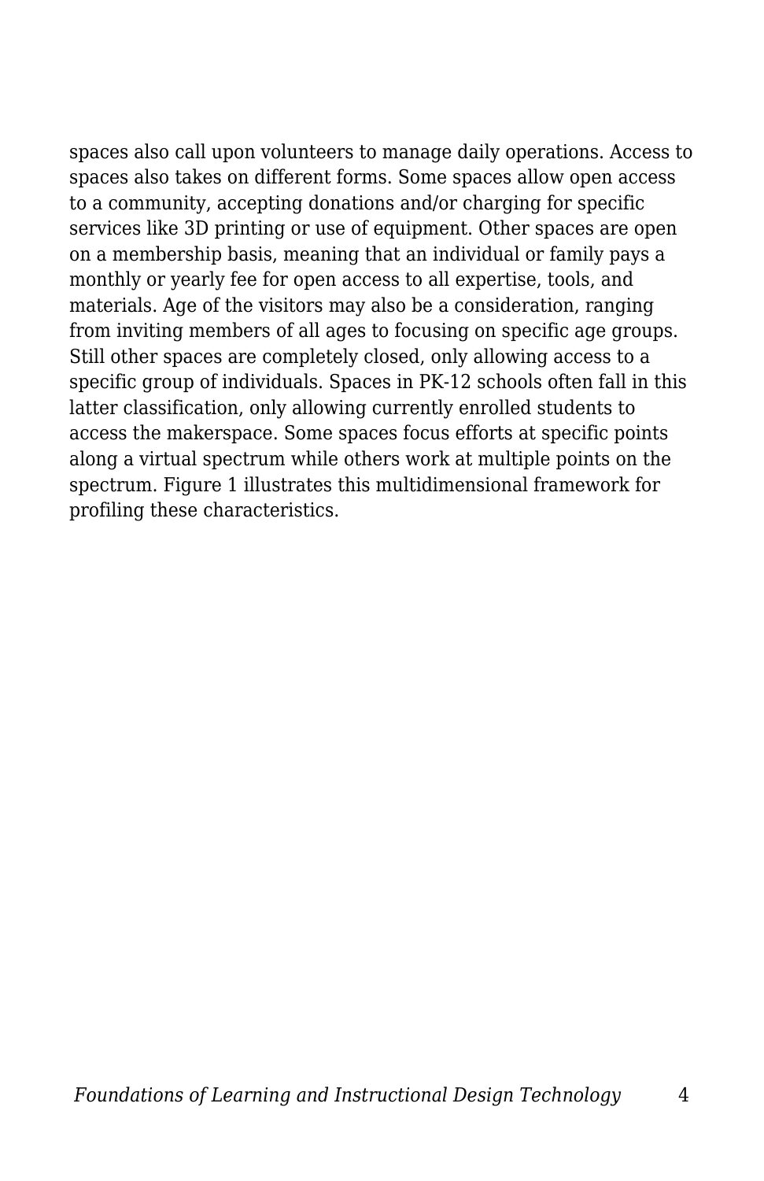spaces also call upon volunteers to manage daily operations. Access to spaces also takes on different forms. Some spaces allow open access to a community, accepting donations and/or charging for specific services like 3D printing or use of equipment. Other spaces are open on a membership basis, meaning that an individual or family pays a monthly or yearly fee for open access to all expertise, tools, and materials. Age of the visitors may also be a consideration, ranging from inviting members of all ages to focusing on specific age groups. Still other spaces are completely closed, only allowing access to a specific group of individuals. Spaces in PK-12 schools often fall in this latter classification, only allowing currently enrolled students to access the makerspace. Some spaces focus efforts at specific points along a virtual spectrum while others work at multiple points on the spectrum. Figure 1 illustrates this multidimensional framework for profiling these characteristics.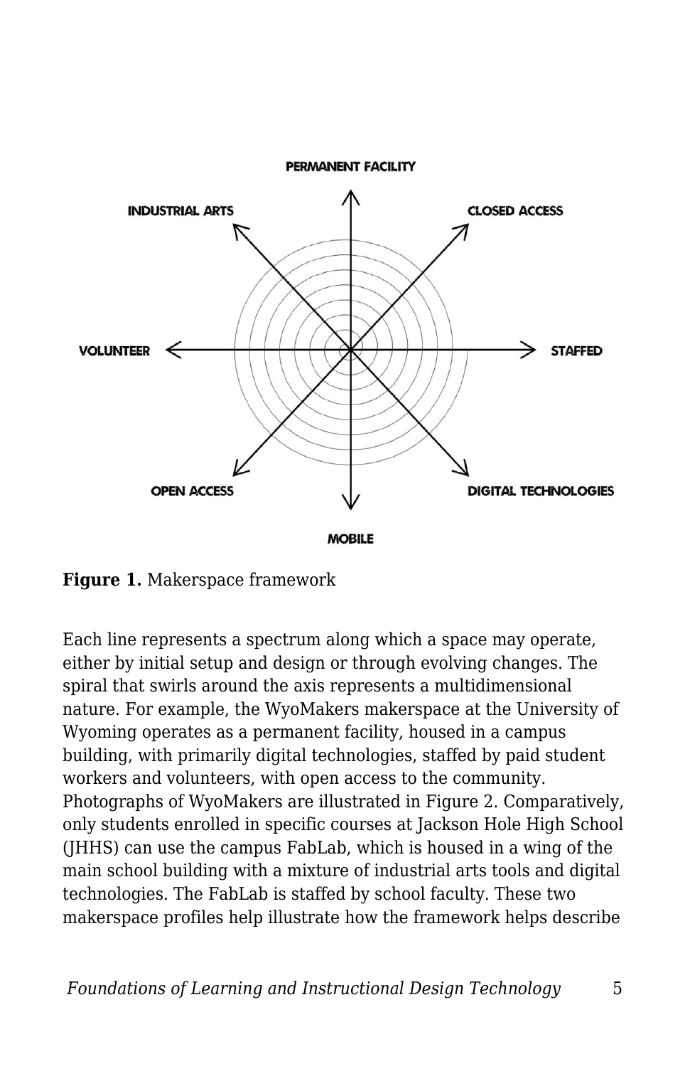**Figure 1.** Makerspace framework

Each line represents a spectrum along which a space may operate, either by initial setup and design or through evolving changes. The spiral that swirls around the axis represents a multidimensional nature. For example, the WyoMakers makerspace at the University of Wyoming operates as a permanent facility, housed in a campus building, with primarily digital technologies, staffed by paid student workers and volunteers, with open access to the community. Photographs of WyoMakers are illustrated in Figure 2. Comparatively, only students enrolled in specific courses at Jackson Hole High School (JHHS) can use the campus FabLab, which is housed in a wing of the main school building with a mixture of industrial arts tools and digital technologies. The FabLab is staffed by school faculty. These two makerspace profiles help illustrate how the framework helps describe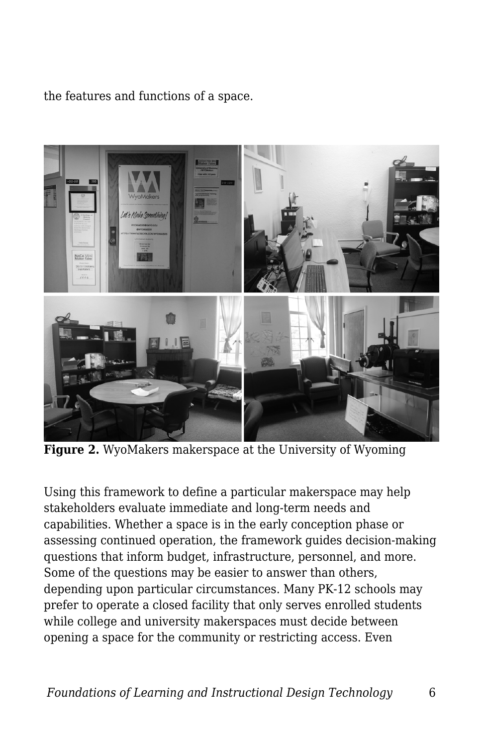the features and functions of a space.

**Figure 2.** WyoMakers makerspace at the University of Wyoming

Using this framework to define a particular makerspace may help stakeholders evaluate immediate and long-term needs and capabilities. Whether a space is in the early conception phase or assessing continued operation, the framework guides decision-making questions that inform budget, infrastructure, personnel, and more. Some of the questions may be easier to answer than others, depending upon particular circumstances. Many PK-12 schools may prefer to operate a closed facility that only serves enrolled students while college and university makerspaces must decide between opening a space for the community or restricting access. Even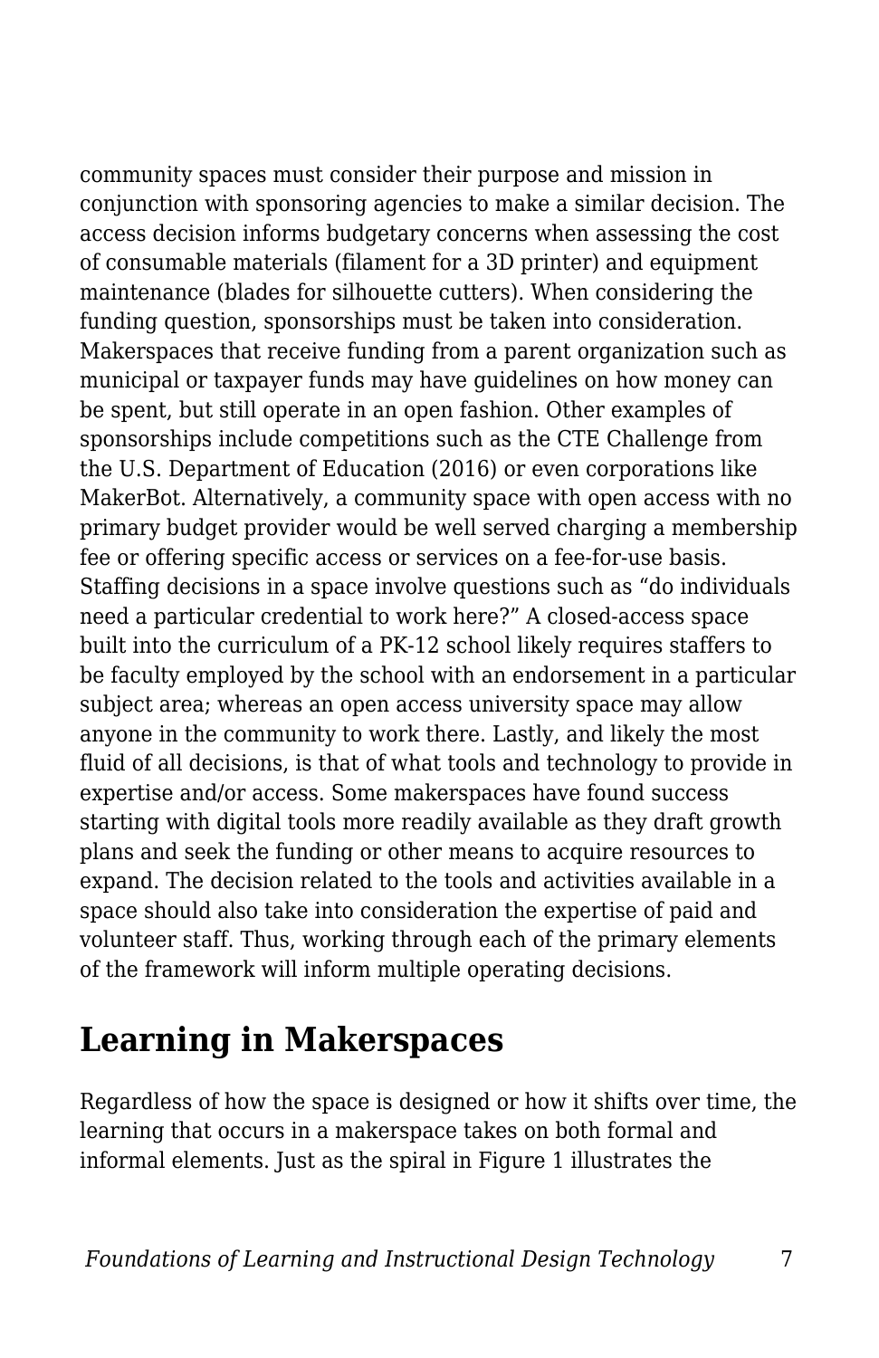community spaces must consider their purpose and mission in conjunction with sponsoring agencies to make a similar decision. The access decision informs budgetary concerns when assessing the cost of consumable materials (filament for a 3D printer) and equipment maintenance (blades for silhouette cutters). When considering the funding question, sponsorships must be taken into consideration. Makerspaces that receive funding from a parent organization such as municipal or taxpayer funds may have guidelines on how money can be spent, but still operate in an open fashion. Other examples of sponsorships include competitions such as the CTE Challenge from the U.S. Department of Education (2016) or even corporations like MakerBot. Alternatively, a community space with open access with no primary budget provider would be well served charging a membership fee or offering specific access or services on a fee-for-use basis. Staffing decisions in a space involve questions such as "do individuals need a particular credential to work here?" A closed-access space built into the curriculum of a PK-12 school likely requires staffers to be faculty employed by the school with an endorsement in a particular subject area; whereas an open access university space may allow anyone in the community to work there. Lastly, and likely the most fluid of all decisions, is that of what tools and technology to provide in expertise and/or access. Some makerspaces have found success starting with digital tools more readily available as they draft growth plans and seek the funding or other means to acquire resources to expand. The decision related to the tools and activities available in a space should also take into consideration the expertise of paid and volunteer staff. Thus, working through each of the primary elements of the framework will inform multiple operating decisions.

## Learning in Makerspaces

Regardless of how the space is designed or how it shifts over time, the learning that occurs in a makerspace takes on both formal and informal elements. Just as the spiral in Figure 1 illustrates the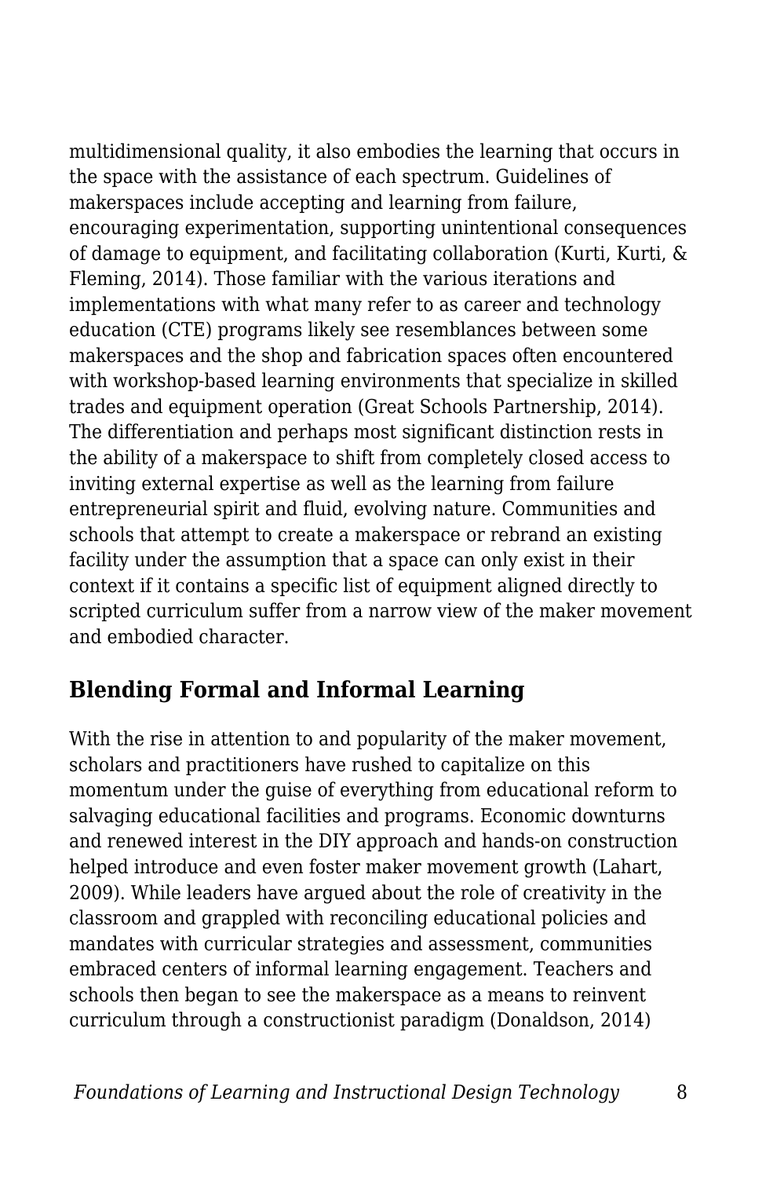multidimensional quality, it also embodies the learning that occurs in the space with the assistance of each spectrum. Guidelines of makerspaces include accepting and learning from failure, encouraging experimentation, supporting unintentional consequences of damage to equipment, and facilitating collaboration (Kurti, Kurti, & Fleming, 2014). Those familiar with the various iterations and implementations with what many refer to as career and technology education (CTE) programs likely see resemblances between some makerspaces and the shop and fabrication spaces often encountered with workshop-based learning environments that specialize in skilled trades and equipment operation (Great Schools Partnership, 2014). The differentiation and perhaps most significant distinction rests in the ability of a makerspace to shift from completely closed access to inviting external expertise as well as the learning from failure entrepreneurial spirit and fluid, evolving nature. Communities and schools that attempt to create a makerspace or rebrand an existing facility under the assumption that a space can only exist in their context if it contains a specific list of equipment aligned directly to scripted curriculum suffer from a narrow view of the maker movement and embodied character.

## Blending Formal and Informal Learning

With the rise in attention to and popularity of the maker movement, scholars and practitioners have rushed to capitalize on this momentum under the guise of everything from educational reform to salvaging educational facilities and programs. Economic downturns and renewed interest in the DIY approach and hands-on construction helped introduce and even foster maker movement growth (Lahart, 2009). While leaders have argued about the role of creativity in the classroom and grappled with reconciling educational policies and mandates with curricular strategies and assessment, communities embraced centers of informal learning engagement. Teachers and schools then began to see the makerspace as a means to reinvent curriculum through a constructionist paradigm (Donaldson, 2014)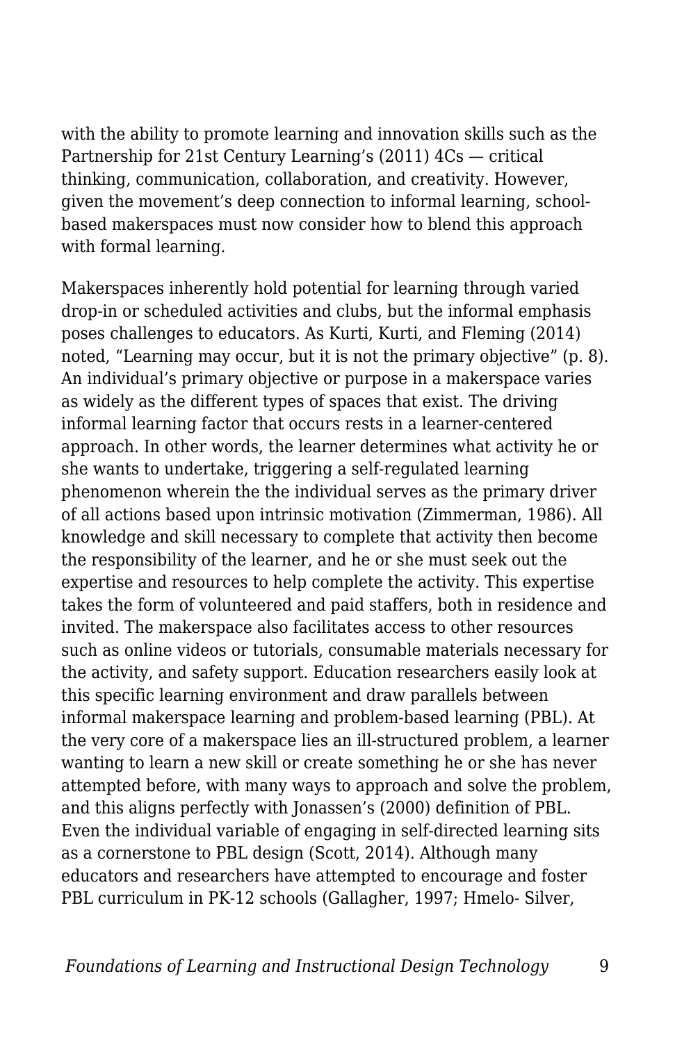with the ability to promote learning and innovation skills such as the Partnership for 21st Century Learning's (2011) 4Cs — critical thinking, communication, collaboration, and creativity. However, given the movement's deep connection to informal learning, school-based makerspaces must now consider how to blend this approach with formal learning.

Makerspaces inherently hold potential for learning through varied drop-in or scheduled activities and clubs, but the informal emphasis poses challenges to educators. As Kurti, Kurti, and Fleming (2014) noted, "Learning may occur, but it is not the primary objective" (p. 8). An individual's primary objective or purpose in a makerspace varies as widely as the different types of spaces that exist. The driving informal learning factor that occurs rests in a learner-centered approach. In other words, the learner determines what activity he or she wants to undertake, triggering a self-regulated learning phenomenon wherein the the individual serves as the primary driver of all actions based upon intrinsic motivation (Zimmerman, 1986). All knowledge and skill necessary to complete that activity then become the responsibility of the learner, and he or she must seek out the expertise and resources to help complete the activity. This expertise takes the form of volunteered and paid staffers, both in residence and invited. The makerspace also facilitates access to other resources such as online videos or tutorials, consumable materials necessary for the activity, and safety support. Education researchers easily look at this specific learning environment and draw parallels between informal makerspace learning and problem-based learning (PBL). At the very core of a makerspace lies an ill-structured problem, a learner wanting to learn a new skill or create something he or she has never attempted before, with many ways to approach and solve the problem, and this aligns perfectly with Jonassen's (2000) definition of PBL. Even the individual variable of engaging in self-directed learning sits as a cornerstone to PBL design (Scott, 2014). Although many educators and researchers have attempted to encourage and foster PBL curriculum in PK-12 schools (Gallagher, 1997; Hmelo- Silver,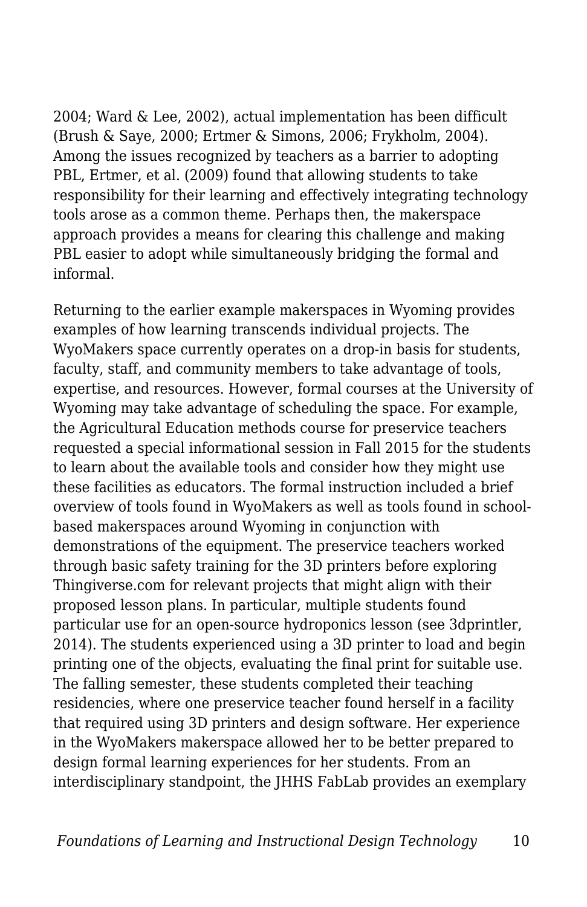2004; Ward & Lee, 2002), actual implementation has been difficult (Brush & Saye, 2000; Ertmer & Simons, 2006; Frykholm, 2004). Among the issues recognized by teachers as a barrier to adopting PBL, Ertmer, et al. (2009) found that allowing students to take responsibility for their learning and effectively integrating technology tools arose as a common theme. Perhaps then, the makerspace approach provides a means for clearing this challenge and making PBL easier to adopt while simultaneously bridging the formal and informal.

Returning to the earlier example makerspaces in Wyoming provides examples of how learning transcends individual projects. The WyoMakers space currently operates on a drop-in basis for students, faculty, staff, and community members to take advantage of tools, expertise, and resources. However, formal courses at the University of Wyoming may take advantage of scheduling the space. For example, the Agricultural Education methods course for preservice teachers requested a special informational session in Fall 2015 for the students to learn about the available tools and consider how they might use these facilities as educators. The formal instruction included a brief overview of tools found in WyoMakers as well as tools found in school-based makerspaces around Wyoming in conjunction with demonstrations of the equipment. The preservice teachers worked through basic safety training for the 3D printers before exploring Thingiverse.com for relevant projects that might align with their proposed lesson plans. In particular, multiple students found particular use for an open-source hydroponics lesson (see 3dprintler, 2014). The students experienced using a 3D printer to load and begin printing one of the objects, evaluating the final print for suitable use. The falling semester, these students completed their teaching residencies, where one preservice teacher found herself in a facility that required using 3D printers and design software. Her experience in the WyoMakers makerspace allowed her to be better prepared to design formal learning experiences for her students. From an interdisciplinary standpoint, the JHHS FabLab provides an exemplary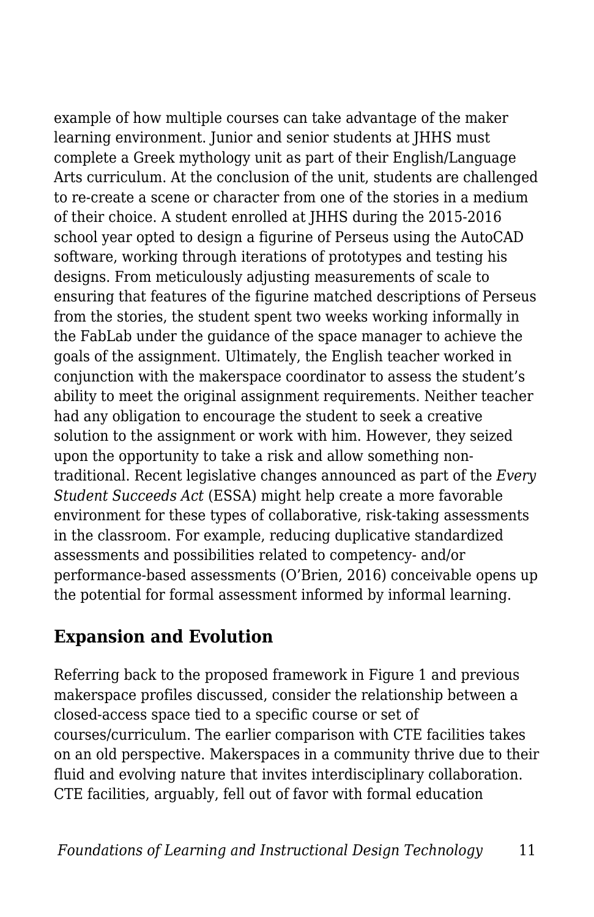example of how multiple courses can take advantage of the maker learning environment. Junior and senior students at JHHS must complete a Greek mythology unit as part of their English/Language Arts curriculum. At the conclusion of the unit, students are challenged to re-create a scene or character from one of the stories in a medium of their choice. A student enrolled at JHHS during the 2015-2016 school year opted to design a figurine of Perseus using the AutoCAD software, working through iterations of prototypes and testing his designs. From meticulously adjusting measurements of scale to ensuring that features of the figurine matched descriptions of Perseus from the stories, the student spent two weeks working informally in the FabLab under the guidance of the space manager to achieve the goals of the assignment. Ultimately, the English teacher worked in conjunction with the makerspace coordinator to assess the student's ability to meet the original assignment requirements. Neither teacher had any obligation to encourage the student to seek a creative solution to the assignment or work with him. However, they seized upon the opportunity to take a risk and allow something non-traditional. Recent legislative changes announced as part of the *Every Student Succeeds Act* (ESSA) might help create a more favorable environment for these types of collaborative, risk-taking assessments in the classroom. For example, reducing duplicative standardized assessments and possibilities related to competency- and/or performance-based assessments (O'Brien, 2016) conceivable opens up the potential for formal assessment informed by informal learning.

## Expansion and Evolution

Referring back to the proposed framework in Figure 1 and previous makerspace profiles discussed, consider the relationship between a closed-access space tied to a specific course or set of courses/curriculum. The earlier comparison with CTE facilities takes on an old perspective. Makerspaces in a community thrive due to their fluid and evolving nature that invites interdisciplinary collaboration. CTE facilities, arguably, fell out of favor with formal education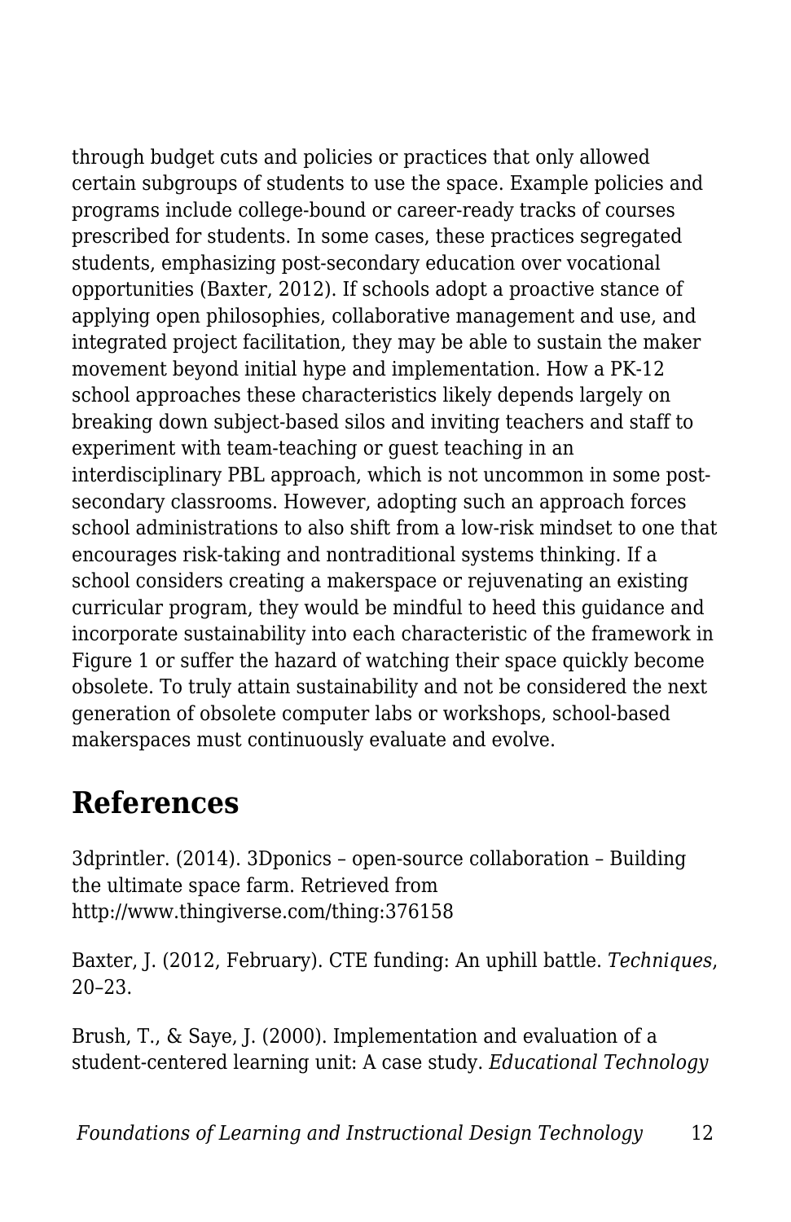through budget cuts and policies or practices that only allowed certain subgroups of students to use the space. Example policies and programs include college-bound or career-ready tracks of courses prescribed for students. In some cases, these practices segregated students, emphasizing post-secondary education over vocational opportunities (Baxter, 2012). If schools adopt a proactive stance of applying open philosophies, collaborative management and use, and integrated project facilitation, they may be able to sustain the maker movement beyond initial hype and implementation. How a PK-12 school approaches these characteristics likely depends largely on breaking down subject-based silos and inviting teachers and staff to experiment with team-teaching or guest teaching in an interdisciplinary PBL approach, which is not uncommon in some post-secondary classrooms. However, adopting such an approach forces school administrations to also shift from a low-risk mindset to one that encourages risk-taking and nontraditional systems thinking. If a school considers creating a makerspace or rejuvenating an existing curricular program, they would be mindful to heed this guidance and incorporate sustainability into each characteristic of the framework in Figure 1 or suffer the hazard of watching their space quickly become obsolete. To truly attain sustainability and not be considered the next generation of obsolete computer labs or workshops, school-based makerspaces must continuously evaluate and evolve.

## References

3dprintler. (2014). 3Dponics – open-source collaboration – Building the ultimate space farm. Retrieved from http://www.thingiverse.com/thing:376158

Baxter, J. (2012, February). CTE funding: An uphill battle. *Techniques*, 20–23.

Brush, T., & Saye, J. (2000). Implementation and evaluation of a student-centered learning unit: A case study. *Educational Technology*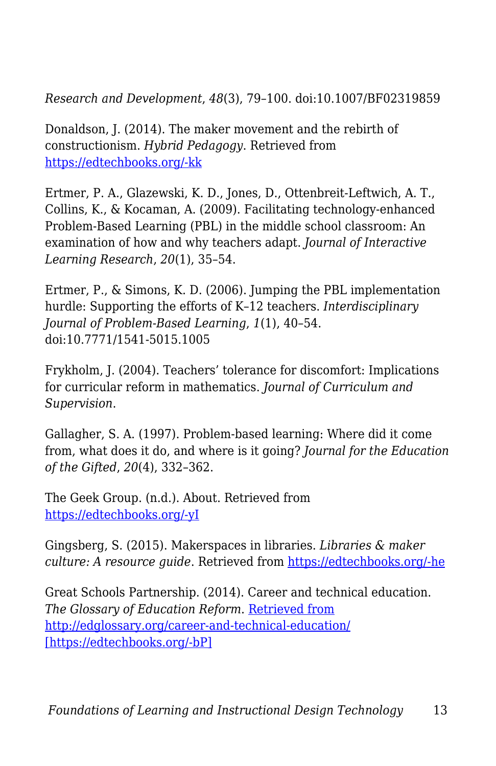*Research and Development*, *48*(3), 79–100. doi:10.1007/BF02319859

Donaldson, J. (2014). The maker movement and the rebirth of constructionism. *Hybrid Pedagogy*. Retrieved from [https://edtechbooks.org/-kk](https://edtechbooks.org/-kk)

Ertmer, P. A., Glazewski, K. D., Jones, D., Ottenbreit-Leftwich, A. T., Collins, K., & Kocaman, A. (2009). Facilitating technology-enhanced Problem-Based Learning (PBL) in the middle school classroom: An examination of how and why teachers adapt. *Journal of Interactive Learning Research*, *20*(1), 35–54.

Ertmer, P., & Simons, K. D. (2006). Jumping the PBL implementation hurdle: Supporting the efforts of K–12 teachers. *Interdisciplinary Journal of Problem-Based Learning*, *1*(1), 40–54. doi:10.7771/1541-5015.1005

Frykholm, J. (2004). Teachers' tolerance for discomfort: Implications for curricular reform in mathematics. *Journal of Curriculum and Supervision*.

Gallagher, S. A. (1997). Problem-based learning: Where did it come from, what does it do, and where is it going? *Journal for the Education of the Gifted*, *20*(4), 332–362.

The Geek Group. (n.d.). About. Retrieved from [https://edtechbooks.org/-yI](https://edtechbooks.org/-yI)

Gingsberg, S. (2015). Makerspaces in libraries. *Libraries & maker culture: A resource guide*. Retrieved from [https://edtechbooks.org/-he](https://edtechbooks.org/-he)

Great Schools Partnership. (2014). Career and technical education. *The Glossary of Education Reform*. [Retrieved from http://edglossary.org/career-and-technical-education/](http://edglossary.org/career-and-technical-education/) [[https://edtechbooks.org/-bP]](https://edtechbooks.org/-bP)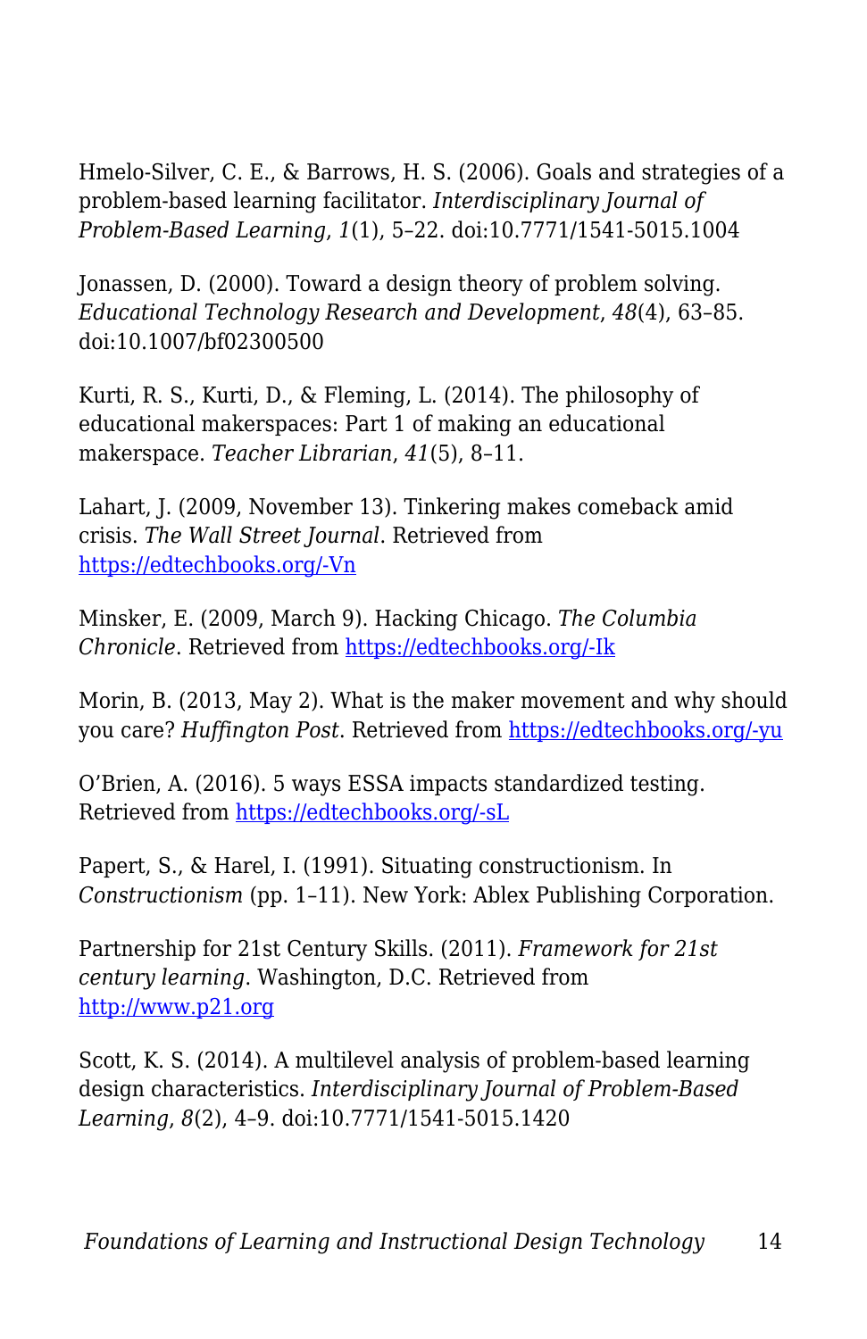Hmelo-Silver, C. E., & Barrows, H. S. (2006). Goals and strategies of a problem-based learning facilitator. *Interdisciplinary Journal of Problem-Based Learning*, *1*(1), 5–22. doi:10.7771/1541-5015.1004

Jonassen, D. (2000). Toward a design theory of problem solving. *Educational Technology Research and Development*, *48*(4), 63–85. doi:10.1007/bf02300500

Kurti, R. S., Kurti, D., & Fleming, L. (2014). The philosophy of educational makerspaces: Part 1 of making an educational makerspace. *Teacher Librarian*, *41*(5), 8–11.

Lahart, J. (2009, November 13). Tinkering makes comeback amid crisis. *The Wall Street Journal*. Retrieved from [https://edtechbooks.org/-Vn](https://edtechbooks.org/-Vn)

Minsker, E. (2009, March 9). Hacking Chicago. *The Columbia Chronicle*. Retrieved from [https://edtechbooks.org/-Ik](https://edtechbooks.org/-Ik)

Morin, B. (2013, May 2). What is the maker movement and why should you care? *Huffington Post*. Retrieved from [https://edtechbooks.org/-yu](https://edtechbooks.org/-yu)

O'Brien, A. (2016). 5 ways ESSA impacts standardized testing. Retrieved from [https://edtechbooks.org/-sL](https://edtechbooks.org/-sL)

Papert, S., & Harel, I. (1991). Situating constructionism. In *Constructionism* (pp. 1–11). New York: Ablex Publishing Corporation.

Partnership for 21st Century Skills. (2011). *Framework for 21st century learning*. Washington, D.C. Retrieved from [http://www.p21.org](http://www.p21.org)

Scott, K. S. (2014). A multilevel analysis of problem-based learning design characteristics. *Interdisciplinary Journal of Problem-Based Learning*, *8*(2), 4–9. doi:10.7771/1541-5015.1420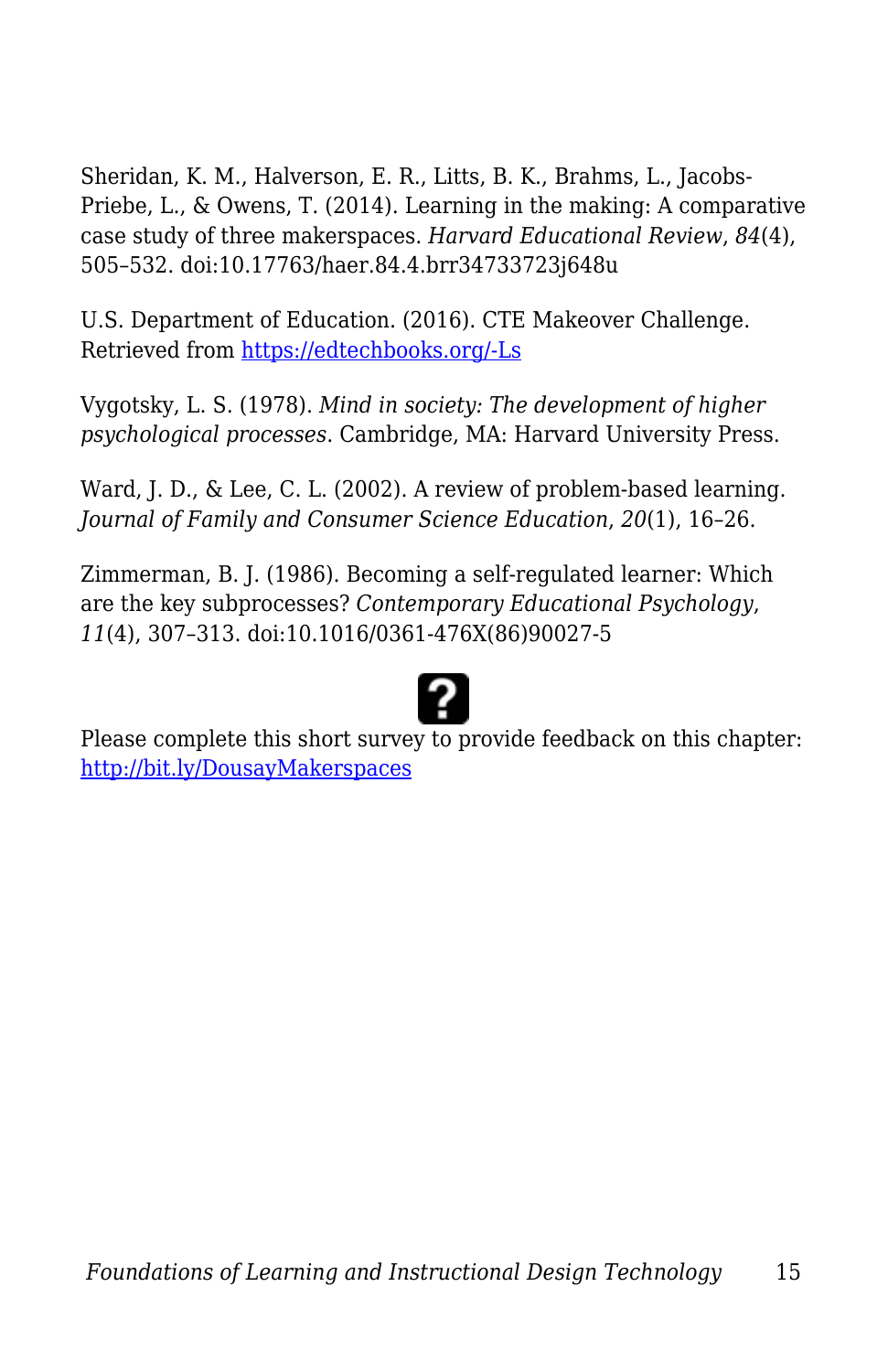Sheridan, K. M., Halverson, E. R., Litts, B. K., Brahms, L., Jacobs-Priebe, L., & Owens, T. (2014). Learning in the making: A comparative case study of three makerspaces. *Harvard Educational Review*, *84*(4), 505–532. doi:10.17763/haer.84.4.brr34733723j648u

U.S. Department of Education. (2016). CTE Makeover Challenge. Retrieved from [https://edtechbooks.org/-Ls](https://edtechbooks.org/-Ls)

Vygotsky, L. S. (1978). *Mind in society: The development of higher psychological processes*. Cambridge, MA: Harvard University Press.

Ward, J. D., & Lee, C. L. (2002). A review of problem-based learning. *Journal of Family and Consumer Science Education*, *20*(1), 16–26.

Zimmerman, B. J. (1986). Becoming a self-regulated learner: Which are the key subprocesses? *Contemporary Educational Psychology*, *11*(4), 307–313. doi:10.1016/0361-476X(86)90027-5

Please complete this short survey to provide feedback on this chapter: [http://bit.ly/DousayMakerspaces](http://bit.ly/DousayMakerspaces)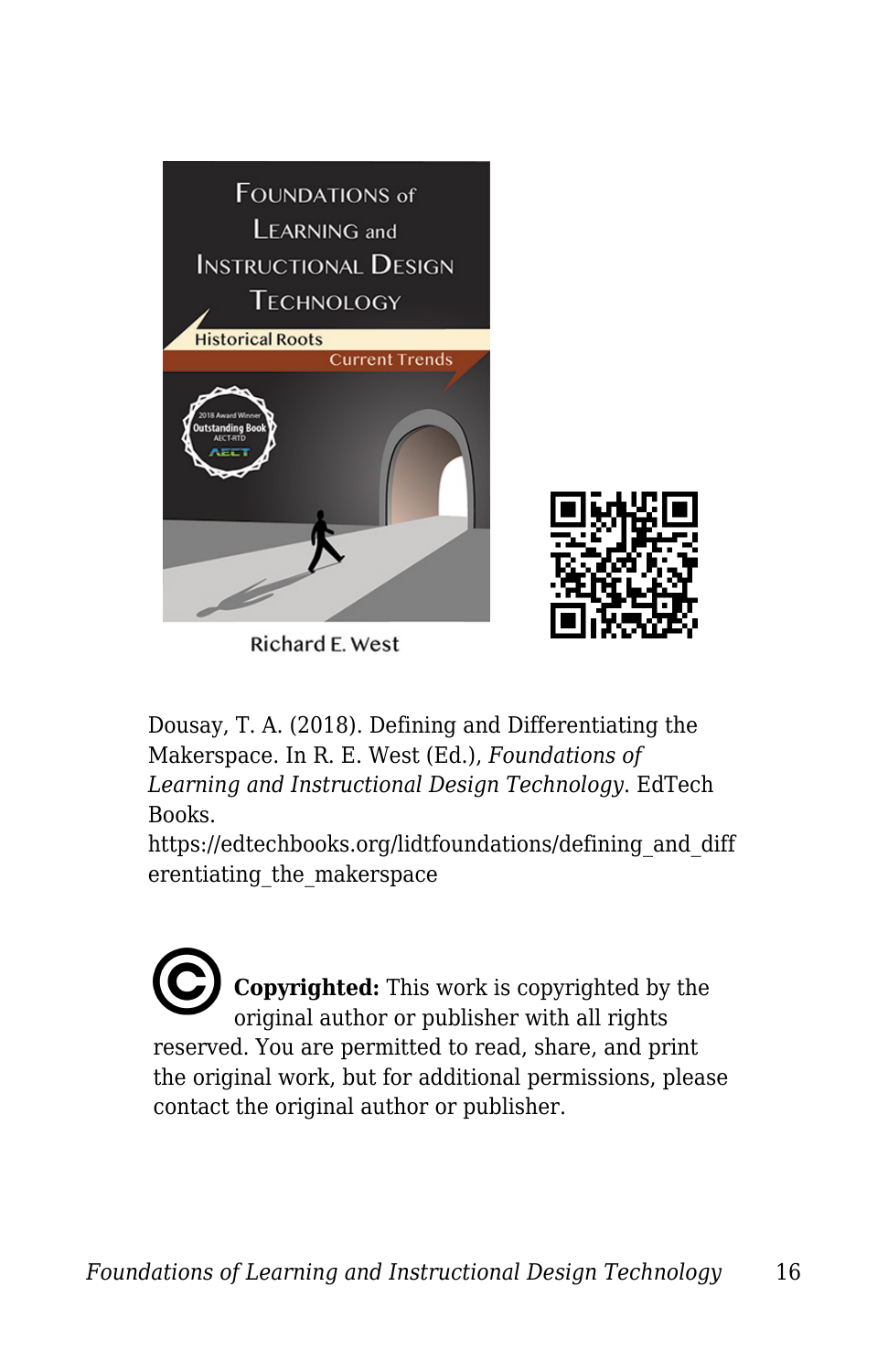Dousay, T. A. (2018). Defining and Differentiating the Makerspace. In R. E. West (Ed.), *Foundations of Learning and Instructional Design Technology*. EdTech Books. https://edtechbooks.org/lidtfoundations/defining_and_differentiating_the_makerspace

**Copyrighted:** This work is copyrighted by the original author or publisher with all rights reserved. You are permitted to read, share, and print the original work, but for additional permissions, please contact the original author or publisher.